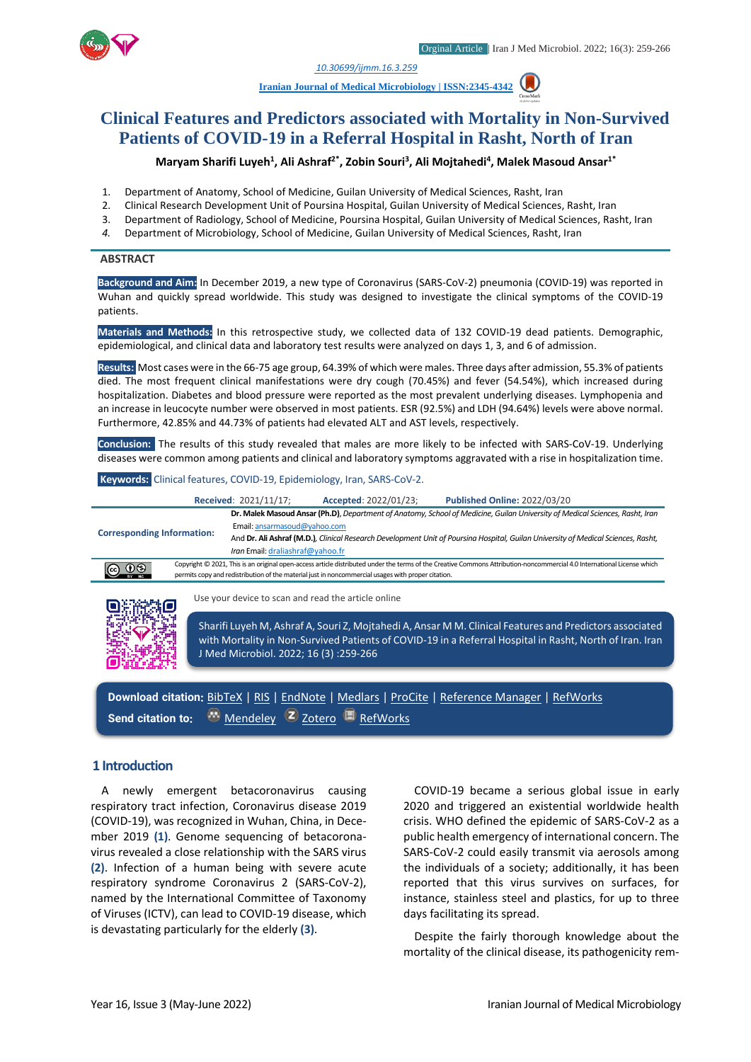Orginal Article | Iran J Med Microbiol. 2022; 16(3): 259-266

10.30699/ijmm.16.3.259

Iranian Journal of Medical Microbiology | ISSN:2345-4342

# Clinical Features and Predictors associated with Mortality in Non-Survived Patients of COVID-19 in a Referral Hospital in Rasht, North of Iran

**Maryam Sharifi Luyeh[1], Ali Ashraf[2*], Zobin Souri[3], Ali Mojtahedi[4], Malek Masoud Ansar[1*]**

1. Department of Anatomy, School of Medicine, Guilan University of Medical Sciences, Rasht, Iran
2. Clinical Research Development Unit of Poursina Hospital, Guilan University of Medical Sciences, Rasht, Iran
3. Department of Radiology, School of Medicine, Poursina Hospital, Guilan University of Medical Sciences, Rasht, Iran
4. Department of Microbiology, School of Medicine, Guilan University of Medical Sciences, Rasht, Iran

## ABSTRACT

**Background and Aim:** In December 2019, a new type of Coronavirus (SARS-CoV-2) pneumonia (COVID-19) was reported in Wuhan and quickly spread worldwide. This study was designed to investigate the clinical symptoms of the COVID-19 patients.

**Materials and Methods:** In this retrospective study, we collected data of 132 COVID-19 dead patients. Demographic, epidemiological, and clinical data and laboratory test results were analyzed on days 1, 3, and 6 of admission.

**Results:** Most cases were in the 66-75 age group, 64.39% of which were males. Three days after admission, 55.3% of patients died. The most frequent clinical manifestations were dry cough (70.45%) and fever (54.54%), which increased during hospitalization. Diabetes and blood pressure were reported as the most prevalent underlying diseases. Lymphopenia and an increase in leucocyte number were observed in most patients. ESR (92.5%) and LDH (94.64%) levels were above normal. Furthermore, 42.85% and 44.73% of patients had elevated ALT and AST levels, respectively.

**Conclusion:** The results of this study revealed that males are more likely to be infected with SARS-CoV-19. Underlying diseases were common among patients and clinical and laboratory symptoms aggravated with a rise in hospitalization time.

**Keywords:** Clinical features, COVID-19, Epidemiology, Iran, SARS-CoV-2.

**Received**: 2021/11/17; **Accepted**: 2022/01/23; **Published Online:** 2022/03/20

**Corresponding Information:** **Dr. Malek Masoud Ansar (Ph.D)**, *Department of Anatomy, School of Medicine, Guilan University of Medical Sciences, Rasht, Iran* Email: ansarmasoud@yahoo.com
And **Dr. Ali Ashraf (M.D.)**, *Clinical Research Development Unit of Poursina Hospital, Guilan University of Medical Sciences, Rasht, Iran* Email: draliashraf@yahoo.fr

Copyright © 2021, This is an original open-access article distributed under the terms of the Creative Commons Attribution-noncommercial 4.0 International License which permits copy and redistribution of the material just in noncommercial usages with proper citation.

Use your device to scan and read the article online

Sharifi Luyeh M, Ashraf A, Souri Z, Mojtahedi A, Ansar M M. Clinical Features and Predictors associated with Mortality in Non-Survived Patients of COVID-19 in a Referral Hospital in Rasht, North of Iran. Iran J Med Microbiol. 2022; 16 (3) :259-266

**Download citation:** BibTeX | RIS | EndNote | Medlars | ProCite | Reference Manager | RefWorks
**Send citation to:** Mendeley | Zotero | RefWorks

## 1 Introduction

A newly emergent betacoronavirus causing respiratory tract infection, Coronavirus disease 2019 (COVID-19), was recognized in Wuhan, China, in December 2019 **(1)**. Genome sequencing of betacoronavirus revealed a close relationship with the SARS virus **(2)**. Infection of a human being with severe acute respiratory syndrome Coronavirus 2 (SARS-CoV-2), named by the International Committee of Taxonomy of Viruses (ICTV), can lead to COVID-19 disease, which is devastating particularly for the elderly **(3)**.

COVID-19 became a serious global issue in early 2020 and triggered an existential worldwide health crisis. WHO defined the epidemic of SARS-CoV-2 as a public health emergency of international concern. The SARS-CoV-2 could easily transmit via aerosols among the individuals of a society; additionally, it has been reported that this virus survives on surfaces, for instance, stainless steel and plastics, for up to three days facilitating its spread.

Despite the fairly thorough knowledge about the mortality of the clinical disease, its pathogenicity rem-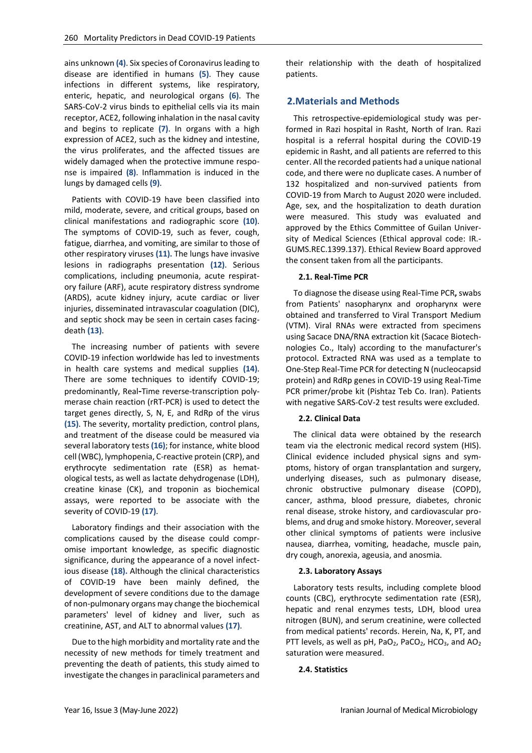ains unknown (4). Six species of Coronavirus leading to disease are identified in humans (5). They cause infections in different systems, like respiratory, enteric, hepatic, and neurological organs (6). The SARS-CoV-2 virus binds to epithelial cells via its main receptor, ACE2, following inhalation in the nasal cavity and begins to replicate (7). In organs with a high expression of ACE2, such as the kidney and intestine, the virus proliferates, and the affected tissues are widely damaged when the protective immune response is impaired (8). Inflammation is induced in the lungs by damaged cells (9).

Patients with COVID-19 have been classified into mild, moderate, severe, and critical groups, based on clinical manifestations and radiographic score (10). The symptoms of COVID-19, such as fever, cough, fatigue, diarrhea, and vomiting, are similar to those of other respiratory viruses (11). The lungs have invasive lesions in radiographs presentation (12). Serious complications, including pneumonia, acute respiratory failure (ARF), acute respiratory distress syndrome (ARDS), acute kidney injury, acute cardiac or liver injuries, disseminated intravascular coagulation (DIC), and septic shock may be seen in certain cases facing-death (13).

The increasing number of patients with severe COVID-19 infection worldwide has led to investments in health care systems and medical supplies (14). There are some techniques to identify COVID-19; predominantly, Real-Time reverse-transcription polymerase chain reaction (rRT-PCR) is used to detect the target genes directly, S, N, E, and RdRp of the virus (15). The severity, mortality prediction, control plans, and treatment of the disease could be measured via several laboratory tests (16); for instance, white blood cell (WBC), lymphopenia, C-reactive protein (CRP), and erythrocyte sedimentation rate (ESR) as hematological tests, as well as lactate dehydrogenase (LDH), creatine kinase (CK), and troponin as biochemical assays, were reported to be associate with the severity of COVID-19 (17).

Laboratory findings and their association with the complications caused by the disease could compromise important knowledge, as specific diagnostic significance, during the appearance of a novel infectious disease (18). Although the clinical characteristics of COVID-19 have been mainly defined, the development of severe conditions due to the damage of non-pulmonary organs may change the biochemical parameters' level of kidney and liver, such as creatinine, AST, and ALT to abnormal values (17).

Due to the high morbidity and mortality rate and the necessity of new methods for timely treatment and preventing the death of patients, this study aimed to investigate the changes in paraclinical parameters and their relationship with the death of hospitalized patients.

## 2. Materials and Methods

This retrospective-epidemiological study was performed in Razi hospital in Rasht, North of Iran. Razi hospital is a referral hospital during the COVID-19 epidemic in Rasht, and all patients are referred to this center. All the recorded patients had a unique national code, and there were no duplicate cases. A number of 132 hospitalized and non-survived patients from COVID-19 from March to August 2020 were included. Age, sex, and the hospitalization to death duration were measured. This study was evaluated and approved by the Ethics Committee of Guilan University of Medical Sciences (Ethical approval code: IR.-GUMS.REC.1399.137). Ethical Review Board approved the consent taken from all the participants.

### 2.1. Real-Time PCR

To diagnose the disease using Real-Time PCR, swabs from Patients' nasopharynx and oropharynx were obtained and transferred to Viral Transport Medium (VTM). Viral RNAs were extracted from specimens using Sacace DNA/RNA extraction kit (Sacace Biotechnologies Co., Italy) according to the manufacturer's protocol. Extracted RNA was used as a template to One-Step Real-Time PCR for detecting N (nucleocapsid protein) and RdRp genes in COVID-19 using Real-Time PCR primer/probe kit (Pishtaz Teb Co. Iran). Patients with negative SARS-CoV-2 test results were excluded.

### 2.2. Clinical Data

The clinical data were obtained by the research team via the electronic medical record system (HIS). Clinical evidence included physical signs and symptoms, history of organ transplantation and surgery, underlying diseases, such as pulmonary disease, chronic obstructive pulmonary disease (COPD), cancer, asthma, blood pressure, diabetes, chronic renal disease, stroke history, and cardiovascular problems, and drug and smoke history. Moreover, several other clinical symptoms of patients were inclusive nausea, diarrhea, vomiting, headache, muscle pain, dry cough, anorexia, ageusia, and anosmia.

### 2.3. Laboratory Assays

Laboratory tests results, including complete blood counts (CBC), erythrocyte sedimentation rate (ESR), hepatic and renal enzymes tests, LDH, blood urea nitrogen (BUN), and serum creatinine, were collected from medical patients' records. Herein, Na, K, PT, and PTT levels, as well as pH, $PaO_2$, $PaCO_2$, $HCO_3$, and $AO_2$ saturation were measured.

### 2.4. Statistics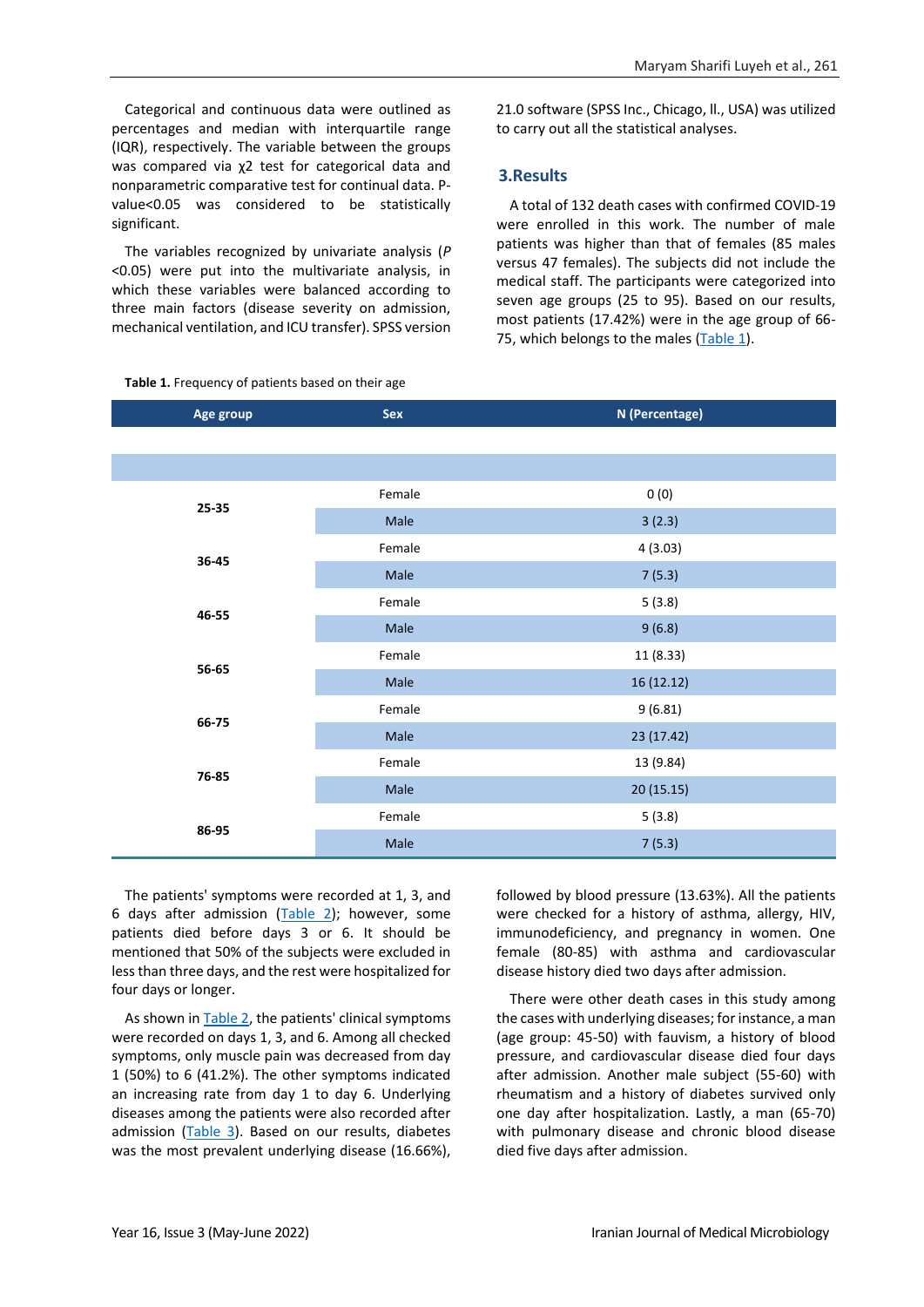Categorical and continuous data were outlined as percentages and median with interquartile range (IQR), respectively. The variable between the groups was compared via χ2 test for categorical data and nonparametric comparative test for continual data. P-value<0.05 was considered to be statistically significant.

The variables recognized by univariate analysis (*P* <0.05) were put into the multivariate analysis, in which these variables were balanced according to three main factors (disease severity on admission, mechanical ventilation, and ICU transfer). SPSS version 21.0 software (SPSS Inc., Chicago, Il., USA) was utilized to carry out all the statistical analyses.

## 3.Results

A total of 132 death cases with confirmed COVID-19 were enrolled in this work. The number of male patients was higher than that of females (85 males versus 47 females). The subjects did not include the medical staff. The participants were categorized into seven age groups (25 to 95). Based on our results, most patients (17.42%) were in the age group of 66-75, which belongs to the males (Table 1).

**Table 1.** Frequency of patients based on their age

| Age group | Sex | N (Percentage) |
|---|---|---|
| 25-35 | Female | 0 (0) |
| | Male | 3 (2.3) |
| 36-45 | Female | 4 (3.03) |
| | Male | 7 (5.3) |
| 46-55 | Female | 5 (3.8) |
| | Male | 9 (6.8) |
| 56-65 | Female | 11 (8.33) |
| | Male | 16 (12.12) |
| 66-75 | Female | 9 (6.81) |
| | Male | 23 (17.42) |
| 76-85 | Female | 13 (9.84) |
| | Male | 20 (15.15) |
| 86-95 | Female | 5 (3.8) |
| | Male | 7 (5.3) |

The patients' symptoms were recorded at 1, 3, and 6 days after admission (Table 2); however, some patients died before days 3 or 6. It should be mentioned that 50% of the subjects were excluded in less than three days, and the rest were hospitalized for four days or longer.

As shown in Table 2, the patients' clinical symptoms were recorded on days 1, 3, and 6. Among all checked symptoms, only muscle pain was decreased from day 1 (50%) to 6 (41.2%). The other symptoms indicated an increasing rate from day 1 to day 6. Underlying diseases among the patients were also recorded after admission (Table 3). Based on our results, diabetes was the most prevalent underlying disease (16.66%), followed by blood pressure (13.63%). All the patients were checked for a history of asthma, allergy, HIV, immunodeficiency, and pregnancy in women. One female (80-85) with asthma and cardiovascular disease history died two days after admission.

There were other death cases in this study among the cases with underlying diseases; for instance, a man (age group: 45-50) with fauvism, a history of blood pressure, and cardiovascular disease died four days after admission. Another male subject (55-60) with rheumatism and a history of diabetes survived only one day after hospitalization. Lastly, a man (65-70) with pulmonary disease and chronic blood disease died five days after admission.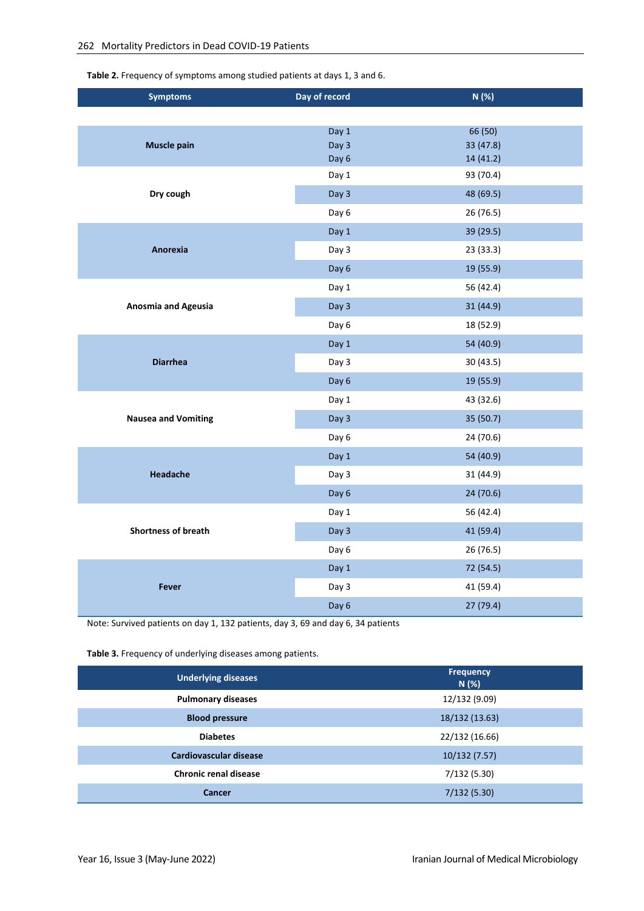**Table 2.** Frequency of symptoms among studied patients at days 1, 3 and 6.

| Symptoms | Day of record | N (%) |
|---|---|---|
| Muscle pain | Day 1 | 66 (50) |
| | Day 3 | 33 (47.8) |
| | Day 6 | 14 (41.2) |
| Dry cough | Day 1 | 93 (70.4) |
| | Day 3 | 48 (69.5) |
| | Day 6 | 26 (76.5) |
| Anorexia | Day 1 | 39 (29.5) |
| | Day 3 | 23 (33.3) |
| | Day 6 | 19 (55.9) |
| Anosmia and Ageusia | Day 1 | 56 (42.4) |
| | Day 3 | 31 (44.9) |
| | Day 6 | 18 (52.9) |
| Diarrhea | Day 1 | 54 (40.9) |
| | Day 3 | 30 (43.5) |
| | Day 6 | 19 (55.9) |
| Nausea and Vomiting | Day 1 | 43 (32.6) |
| | Day 3 | 35 (50.7) |
| | Day 6 | 24 (70.6) |
| Headache | Day 1 | 54 (40.9) |
| | Day 3 | 31 (44.9) |
| | Day 6 | 24 (70.6) |
| Shortness of breath | Day 1 | 56 (42.4) |
| | Day 3 | 41 (59.4) |
| | Day 6 | 26 (76.5) |
| Fever | Day 1 | 72 (54.5) |
| | Day 3 | 41 (59.4) |
| | Day 6 | 27 (79.4) |

Note: Survived patients on day 1, 132 patients, day 3, 69 and day 6, 34 patients

**Table 3.** Frequency of underlying diseases among patients.

| Underlying diseases | Frequency N (%) |
|---|---|
| Pulmonary diseases | 12/132 (9.09) |
| Blood pressure | 18/132 (13.63) |
| Diabetes | 22/132 (16.66) |
| Cardiovascular disease | 10/132 (7.57) |
| Chronic renal disease | 7/132 (5.30) |
| Cancer | 7/132 (5.30) |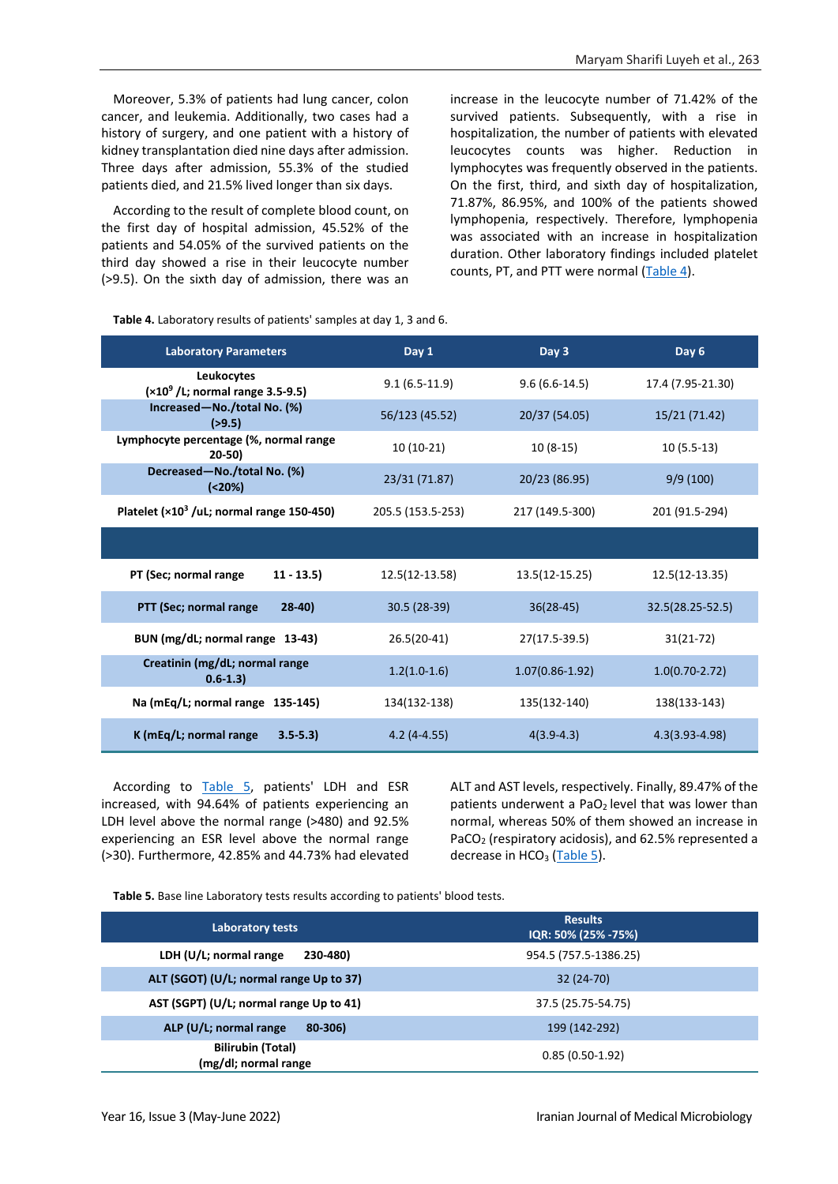Moreover, 5.3% of patients had lung cancer, colon cancer, and leukemia. Additionally, two cases had a history of surgery, and one patient with a history of kidney transplantation died nine days after admission. Three days after admission, 55.3% of the studied patients died, and 21.5% lived longer than six days.

According to the result of complete blood count, on the first day of hospital admission, 45.52% of the patients and 54.05% of the survived patients on the third day showed a rise in their leucocyte number (>9.5). On the sixth day of admission, there was an increase in the leucocyte number of 71.42% of the survived patients. Subsequently, with a rise in hospitalization, the number of patients with elevated leucocytes counts was higher. Reduction in lymphocytes was frequently observed in the patients. On the first, third, and sixth day of hospitalization, 71.87%, 86.95%, and 100% of the patients showed lymphopenia, respectively. Therefore, lymphopenia was associated with an increase in hospitalization duration. Other laboratory findings included platelet counts, PT, and PTT were normal (Table 4).

**Table 4.** Laboratory results of patients' samples at day 1, 3 and 6.

| Laboratory Parameters | Day 1 | Day 3 | Day 6 |
|---|---|---|---|
| **Leukocytes ($\times 10^9$ /L; normal range 3.5-9.5)** | 9.1 (6.5-11.9) | 9.6 (6.6-14.5) | 17.4 (7.95-21.30) |
| **Increased—No./total No. (%) (>9.5)** | 56/123 (45.52) | 20/37 (54.05) | 15/21 (71.42) |
| **Lymphocyte percentage (%, normal range 20-50)** | 10 (10-21) | 10 (8-15) | 10 (5.5-13) |
| **Decreased—No./total No. (%) (<20%)** | 23/31 (71.87) | 20/23 (86.95) | 9/9 (100) |
| **Platelet ($\times 10^3$ /uL; normal range 150-450)** | 205.5 (153.5-253) | 217 (149.5-300) | 201 (91.5-294) |
| | | | |
| **PT (Sec; normal range 11 - 13.5)** | 12.5(12-13.58) | 13.5(12-15.25) | 12.5(12-13.35) |
| **PTT (Sec; normal range 28-40)** | 30.5 (28-39) | 36(28-45) | 32.5(28.25-52.5) |
| **BUN (mg/dL; normal range 13-43)** | 26.5(20-41) | 27(17.5-39.5) | 31(21-72) |
| **Creatinin (mg/dL; normal range 0.6-1.3)** | 1.2(1.0-1.6) | 1.07(0.86-1.92) | 1.0(0.70-2.72) |
| **Na (mEq/L; normal range 135-145)** | 134(132-138) | 135(132-140) | 138(133-143) |
| **K (mEq/L; normal range 3.5-5.3)** | 4.2 (4-4.55) | 4(3.9-4.3) | 4.3(3.93-4.98) |

According to Table 5, patients' LDH and ESR increased, with 94.64% of patients experiencing an LDH level above the normal range (>480) and 92.5% experiencing an ESR level above the normal range (>30). Furthermore, 42.85% and 44.73% had elevated ALT and AST levels, respectively. Finally, 89.47% of the patients underwent a $PaO_2$ level that was lower than normal, whereas 50% of them showed an increase in $PaCO_2$ (respiratory acidosis), and 62.5% represented a decrease in $HCO_3$ (Table 5).

**Table 5.** Base line Laboratory tests results according to patients' blood tests.

| Laboratory tests | Results IQR: 50% (25% -75%) |
|---|---|
| **LDH (U/L; normal range 230-480)** | 954.5 (757.5-1386.25) |
| **ALT (SGOT) (U/L; normal range Up to 37)** | 32 (24-70) |
| **AST (SGPT) (U/L; normal range Up to 41)** | 37.5 (25.75-54.75) |
| **ALP (U/L; normal range 80-306)** | 199 (142-292) |
| **Bilirubin (Total) (mg/dl; normal range** | 0.85 (0.50-1.92) |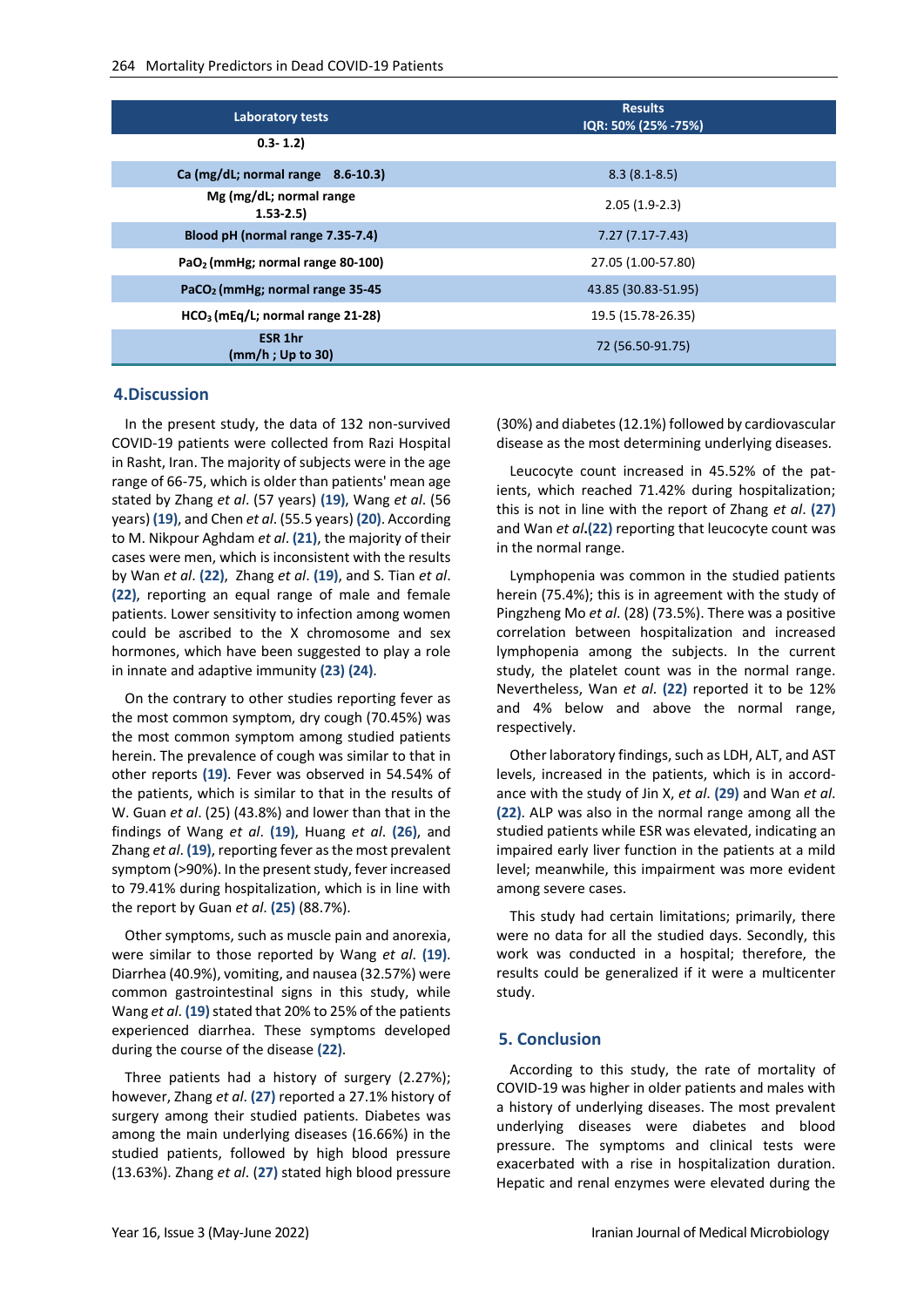| Laboratory tests | Results IQR: 50% (25% -75%) |
|---|---|
| 0.3- 1.2) | |
| Ca (mg/dL; normal range 8.6-10.3) | 8.3 (8.1-8.5) |
| Mg (mg/dL; normal range 1.53-2.5) | 2.05 (1.9-2.3) |
| Blood pH (normal range 7.35-7.4) | 7.27 (7.17-7.43) |
| $PaO_2$ (mmHg; normal range 80-100) | 27.05 (1.00-57.80) |
| $PaCO_2$ (mmHg; normal range 35-45 | 43.85 (30.83-51.95) |
| $HCO_3$ (mEq/L; normal range 21-28) | 19.5 (15.78-26.35) |
| ESR 1hr (mm/h ; Up to 30) | 72 (56.50-91.75) |

## 4.Discussion

In the present study, the data of 132 non-survived COVID-19 patients were collected from Razi Hospital in Rasht, Iran. The majority of subjects were in the age range of 66-75, which is older than patients' mean age stated by Zhang *et al*. (57 years) **(19)**, Wang *et al*. (56 years) **(19)**, and Chen *et al*. (55.5 years) **(20)**. According to M. Nikpour Aghdam *et al*. **(21)**, the majority of their cases were men, which is inconsistent with the results by Wan *et al*. **(22)**, Zhang *et al*. **(19)**, and S. Tian *et al*. **(22)**, reporting an equal range of male and female patients. Lower sensitivity to infection among women could be ascribed to the X chromosome and sex hormones, which have been suggested to play a role in innate and adaptive immunity **(23) (24)**.

On the contrary to other studies reporting fever as the most common symptom, dry cough (70.45%) was the most common symptom among studied patients herein. The prevalence of cough was similar to that in other reports **(19)**. Fever was observed in 54.54% of the patients, which is similar to that in the results of W. Guan *et al*. (25) (43.8%) and lower than that in the findings of Wang *et al*. **(19)**, Huang *et al*. **(26)**, and Zhang *et al*. **(19)**, reporting fever as the most prevalent symptom (>90%). In the present study, fever increased to 79.41% during hospitalization, which is in line with the report by Guan *et al*. **(25)** (88.7%).

Other symptoms, such as muscle pain and anorexia, were similar to those reported by Wang *et al*. **(19)**. Diarrhea (40.9%), vomiting, and nausea (32.57%) were common gastrointestinal signs in this study, while Wang *et al*. **(19)** stated that 20% to 25% of the patients experienced diarrhea. These symptoms developed during the course of the disease **(22)**.

Three patients had a history of surgery (2.27%); however, Zhang *et al*. **(27)** reported a 27.1% history of surgery among their studied patients. Diabetes was among the main underlying diseases (16.66%) in the studied patients, followed by high blood pressure (13.63%). Zhang *et al*. (**27)** stated high blood pressure (30%) and diabetes (12.1%) followed by cardiovascular disease as the most determining underlying diseases.

Leucocyte count increased in 45.52% of the patients, which reached 71.42% during hospitalization; this is not in line with the report of Zhang *et al*. **(27)** and Wan *et al*.**(22)** reporting that leucocyte count was in the normal range.

Lymphopenia was common in the studied patients herein (75.4%); this is in agreement with the study of Pingzheng Mo *et al*. (28) (73.5%). There was a positive correlation between hospitalization and increased lymphopenia among the subjects. In the current study, the platelet count was in the normal range. Nevertheless, Wan *et al*. **(22)** reported it to be 12% and 4% below and above the normal range, respectively.

Other laboratory findings, such as LDH, ALT, and AST levels, increased in the patients, which is in accordance with the study of Jin X, *et al*. **(29)** and Wan *et al*. **(22)**. ALP was also in the normal range among all the studied patients while ESR was elevated, indicating an impaired early liver function in the patients at a mild level; meanwhile, this impairment was more evident among severe cases.

This study had certain limitations; primarily, there were no data for all the studied days. Secondly, this work was conducted in a hospital; therefore, the results could be generalized if it were a multicenter study.

## 5. Conclusion

According to this study, the rate of mortality of COVID-19 was higher in older patients and males with a history of underlying diseases. The most prevalent underlying diseases were diabetes and blood pressure. The symptoms and clinical tests were exacerbated with a rise in hospitalization duration. Hepatic and renal enzymes were elevated during the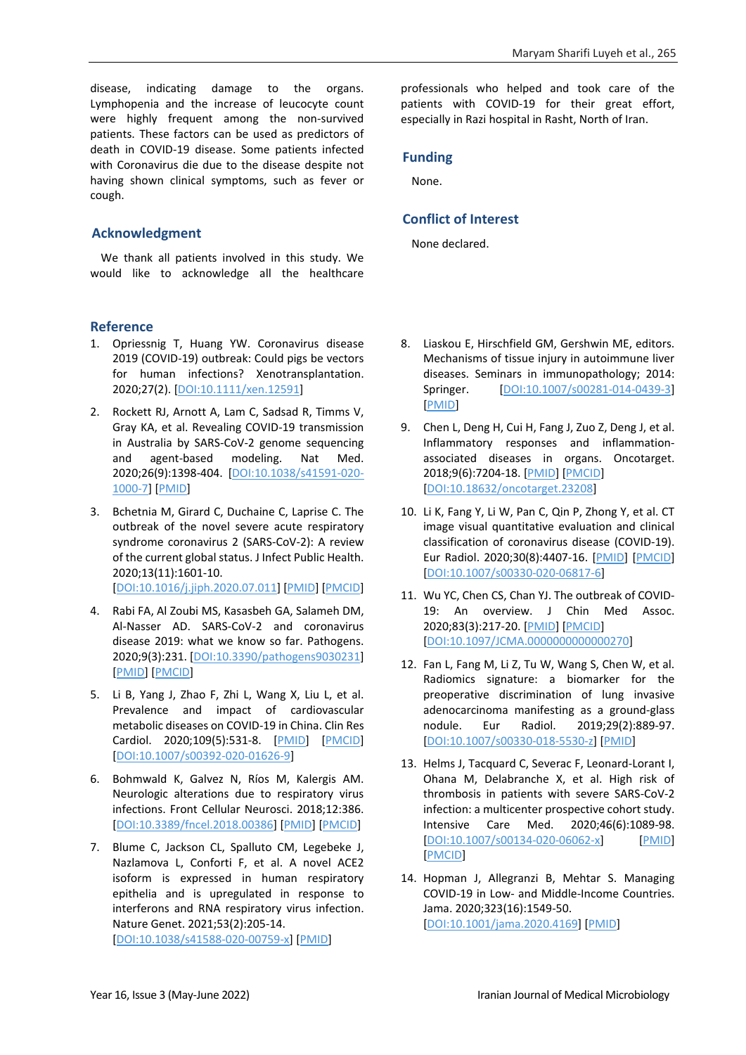disease, indicating damage to the organs. Lymphopenia and the increase of leucocyte count were highly frequent among the non-survived patients. These factors can be used as predictors of death in COVID-19 disease. Some patients infected with Coronavirus die due to the disease despite not having shown clinical symptoms, such as fever or cough.

## Acknowledgment

We thank all patients involved in this study. We would like to acknowledge all the healthcare professionals who helped and took care of the patients with COVID-19 for their great effort, especially in Razi hospital in Rasht, North of Iran.

## Funding

None.

## Conflict of Interest

None declared.

## Reference

1. Opriessnig T, Huang YW. Coronavirus disease 2019 (COVID-19) outbreak: Could pigs be vectors for human infections? Xenotransplantation. 2020;27(2). [DOI:10.1111/xen.12591]
2. Rockett RJ, Arnott A, Lam C, Sadsad R, Timms V, Gray KA, et al. Revealing COVID-19 transmission in Australia by SARS-CoV-2 genome sequencing and agent-based modeling. Nat Med. 2020;26(9):1398-404. [DOI:10.1038/s41591-020-1000-7] [PMID]
3. Bchetnia M, Girard C, Duchaine C, Laprise C. The outbreak of the novel severe acute respiratory syndrome coronavirus 2 (SARS-CoV-2): A review of the current global status. J Infect Public Health. 2020;13(11):1601-10. [DOI:10.1016/j.jiph.2020.07.011] [PMID] [PMCID]
4. Rabi FA, Al Zoubi MS, Kasasbeh GA, Salameh DM, Al-Nasser AD. SARS-CoV-2 and coronavirus disease 2019: what we know so far. Pathogens. 2020;9(3):231. [DOI:10.3390/pathogens9030231] [PMID] [PMCID]
5. Li B, Yang J, Zhao F, Zhi L, Wang X, Liu L, et al. Prevalence and impact of cardiovascular metabolic diseases on COVID-19 in China. Clin Res Cardiol. 2020;109(5):531-8. [PMID] [PMCID] [DOI:10.1007/s00392-020-01626-9]
6. Bohmwald K, Galvez N, Ríos M, Kalergis AM. Neurologic alterations due to respiratory virus infections. Front Cellular Neurosci. 2018;12:386. [DOI:10.3389/fncel.2018.00386] [PMID] [PMCID]
7. Blume C, Jackson CL, Spalluto CM, Legebeke J, Nazlamova L, Conforti F, et al. A novel ACE2 isoform is expressed in human respiratory epithelia and is upregulated in response to interferons and RNA respiratory virus infection. Nature Genet. 2021;53(2):205-14. [DOI:10.1038/s41588-020-00759-x] [PMID]
8. Liaskou E, Hirschfield GM, Gershwin ME, editors. Mechanisms of tissue injury in autoimmune liver diseases. Seminars in immunopathology; 2014: Springer. [DOI:10.1007/s00281-014-0439-3] [PMID]
9. Chen L, Deng H, Cui H, Fang J, Zuo Z, Deng J, et al. Inflammatory responses and inflammation-associated diseases in organs. Oncotarget. 2018;9(6):7204-18. [PMID] [PMCID] [DOI:10.18632/oncotarget.23208]
10. Li K, Fang Y, Li W, Pan C, Qin P, Zhong Y, et al. CT image visual quantitative evaluation and clinical classification of coronavirus disease (COVID-19). Eur Radiol. 2020;30(8):4407-16. [PMID] [PMCID] [DOI:10.1007/s00330-020-06817-6]
11. Wu YC, Chen CS, Chan YJ. The outbreak of COVID-19: An overview. J Chin Med Assoc. 2020;83(3):217-20. [PMID] [PMCID] [DOI:10.1097/JCMA.0000000000000270]
12. Fan L, Fang M, Li Z, Tu W, Wang S, Chen W, et al. Radiomics signature: a biomarker for the preoperative discrimination of lung invasive adenocarcinoma manifesting as a ground-glass nodule. Eur Radiol. 2019;29(2):889-97. [DOI:10.1007/s00330-018-5530-z] [PMID]
13. Helms J, Tacquard C, Severac F, Leonard-Lorant I, Ohana M, Delabranche X, et al. High risk of thrombosis in patients with severe SARS-CoV-2 infection: a multicenter prospective cohort study. Intensive Care Med. 2020;46(6):1089-98. [DOI:10.1007/s00134-020-06062-x] [PMID] [PMCID]
14. Hopman J, Allegranzi B, Mehtar S. Managing COVID-19 in Low- and Middle-Income Countries. Jama. 2020;323(16):1549-50. [DOI:10.1001/jama.2020.4169] [PMID]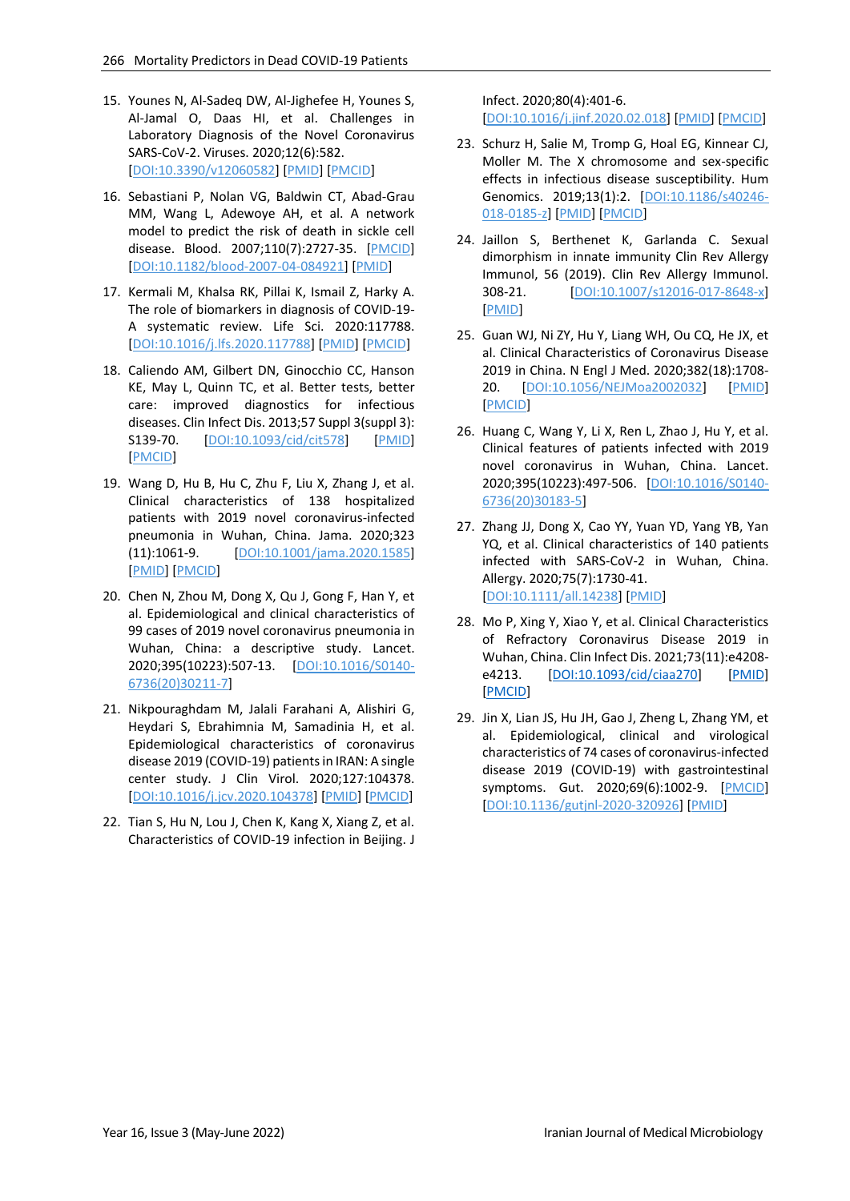15. Younes N, Al-Sadeq DW, Al-Jighefee H, Younes S, Al-Jamal O, Daas HI, et al. Challenges in Laboratory Diagnosis of the Novel Coronavirus SARS-CoV-2. Viruses. 2020;12(6):582. [DOI:10.3390/v12060582] [PMID] [PMCID]

16. Sebastiani P, Nolan VG, Baldwin CT, Abad-Grau MM, Wang L, Adewoye AH, et al. A network model to predict the risk of death in sickle cell disease. Blood. 2007;110(7):2727-35. [PMCID] [DOI:10.1182/blood-2007-04-084921] [PMID]

17. Kermali M, Khalsa RK, Pillai K, Ismail Z, Harky A. The role of biomarkers in diagnosis of COVID-19-A systematic review. Life Sci. 2020:117788. [DOI:10.1016/j.lfs.2020.117788] [PMID] [PMCID]

18. Caliendo AM, Gilbert DN, Ginocchio CC, Hanson KE, May L, Quinn TC, et al. Better tests, better care: improved diagnostics for infectious diseases. Clin Infect Dis. 2013;57 Suppl 3(suppl 3): S139-70. [DOI:10.1093/cid/cit578] [PMID] [PMCID]

19. Wang D, Hu B, Hu C, Zhu F, Liu X, Zhang J, et al. Clinical characteristics of 138 hospitalized patients with 2019 novel coronavirus-infected pneumonia in Wuhan, China. Jama. 2020;323 (11):1061-9. [DOI:10.1001/jama.2020.1585] [PMID] [PMCID]

20. Chen N, Zhou M, Dong X, Qu J, Gong F, Han Y, et al. Epidemiological and clinical characteristics of 99 cases of 2019 novel coronavirus pneumonia in Wuhan, China: a descriptive study. Lancet. 2020;395(10223):507-13. [DOI:10.1016/S0140-6736(20)30211-7]

21. Nikpouraghdam M, Jalali Farahani A, Alishiri G, Heydari S, Ebrahimnia M, Samadinia H, et al. Epidemiological characteristics of coronavirus disease 2019 (COVID-19) patients in IRAN: A single center study. J Clin Virol. 2020;127:104378. [DOI:10.1016/j.jcv.2020.104378] [PMID] [PMCID]

22. Tian S, Hu N, Lou J, Chen K, Kang X, Xiang Z, et al. Characteristics of COVID-19 infection in Beijing. J Infect. 2020;80(4):401-6. [DOI:10.1016/j.jinf.2020.02.018] [PMID] [PMCID]

23. Schurz H, Salie M, Tromp G, Hoal EG, Kinnear CJ, Moller M. The X chromosome and sex-specific effects in infectious disease susceptibility. Hum Genomics. 2019;13(1):2. [DOI:10.1186/s40246-018-0185-z] [PMID] [PMCID]

24. Jaillon S, Berthenet K, Garlanda C. Sexual dimorphism in innate immunity Clin Rev Allergy Immunol, 56 (2019). Clin Rev Allergy Immunol. 308-21. [DOI:10.1007/s12016-017-8648-x] [PMID]

25. Guan WJ, Ni ZY, Hu Y, Liang WH, Ou CQ, He JX, et al. Clinical Characteristics of Coronavirus Disease 2019 in China. N Engl J Med. 2020;382(18):1708-20. [DOI:10.1056/NEJMoa2002032] [PMID] [PMCID]

26. Huang C, Wang Y, Li X, Ren L, Zhao J, Hu Y, et al. Clinical features of patients infected with 2019 novel coronavirus in Wuhan, China. Lancet. 2020;395(10223):497-506. [DOI:10.1016/S0140-6736(20)30183-5]

27. Zhang JJ, Dong X, Cao YY, Yuan YD, Yang YB, Yan YQ, et al. Clinical characteristics of 140 patients infected with SARS-CoV-2 in Wuhan, China. Allergy. 2020;75(7):1730-41. [DOI:10.1111/all.14238] [PMID]

28. Mo P, Xing Y, Xiao Y, et al. Clinical Characteristics of Refractory Coronavirus Disease 2019 in Wuhan, China. Clin Infect Dis. 2021;73(11):e4208-e4213. [DOI:10.1093/cid/ciaa270] [PMID] [PMCID]

29. Jin X, Lian JS, Hu JH, Gao J, Zheng L, Zhang YM, et al. Epidemiological, clinical and virological characteristics of 74 cases of coronavirus-infected disease 2019 (COVID-19) with gastrointestinal symptoms. Gut. 2020;69(6):1002-9. [PMCID] [DOI:10.1136/gutjnl-2020-320926] [PMID]